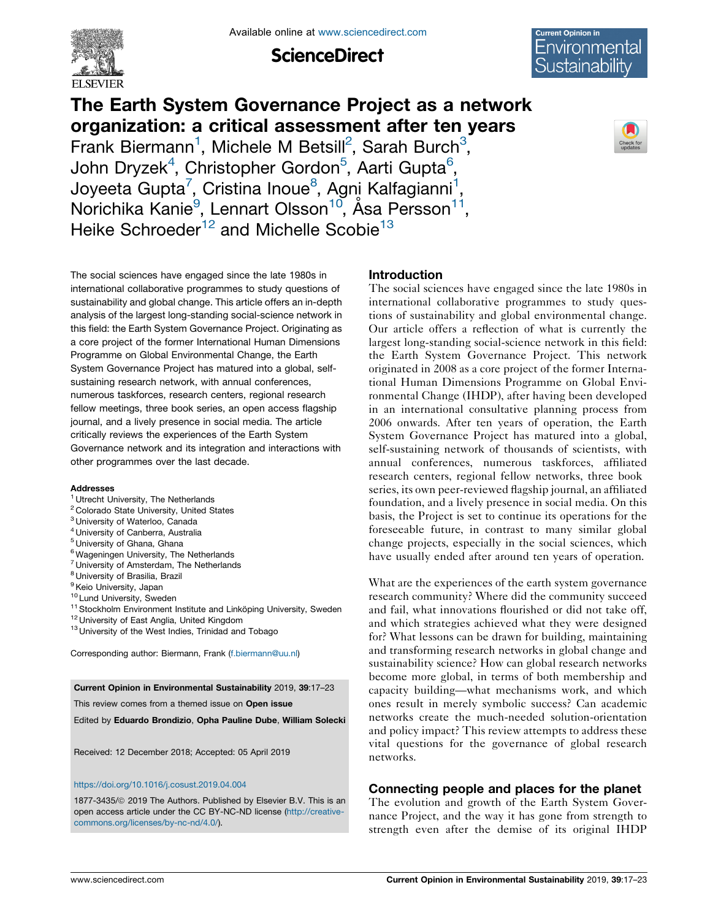# The Earth System Governance Project as a network organization: a critical assessment after ten years

Frank Biermann[1], Michele M Betsill[2], Sarah Burch[3], John Dryzek[4], Christopher Gordon[5], Aarti Gupta[6], Joyeeta Gupta[7], Cristina Inoue[8], Agni Kalfagianni[1], Norichika Kanie[9], Lennart Olsson[10], Åsa Persson[11], Heike Schroeder[12] and Michelle Scobie[13]

The social sciences have engaged since the late 1980s in international collaborative programmes to study questions of sustainability and global change. This article offers an in-depth analysis of the largest long-standing social-science network in this field: the Earth System Governance Project. Originating as a core project of the former International Human Dimensions Programme on Global Environmental Change, the Earth System Governance Project has matured into a global, self-sustaining research network, with annual conferences, numerous taskforces, research centers, regional research fellow meetings, three book series, an open access flagship journal, and a lively presence in social media. The article critically reviews the experiences of the Earth System Governance network and its integration and interactions with other programmes over the last decade.

**Addresses**

[1] Utrecht University, The Netherlands
[2] Colorado State University, United States
[3] University of Waterloo, Canada
[4] University of Canberra, Australia
[5] University of Ghana, Ghana
[6] Wageningen University, The Netherlands
[7] University of Amsterdam, The Netherlands
[8] University of Brasilia, Brazil
[9] Keio University, Japan
[10] Lund University, Sweden
[11] Stockholm Environment Institute and Linköping University, Sweden
[12] University of East Anglia, United Kingdom
[13] University of the West Indies, Trinidad and Tobago

Corresponding author: Biermann, Frank (f.biermann@uu.nl)

**Current Opinion in Environmental Sustainability** 2019, **39**:17–23

This review comes from a themed issue on **Open issue**

Edited by **Eduardo Brondizio**, **Opha Pauline Dube**, **William Solecki**

Received: 12 December 2018; Accepted: 05 April 2019

https://doi.org/10.1016/j.cosust.2019.04.004

1877-3435/© 2019 The Authors. Published by Elsevier B.V. This is an open access article under the CC BY-NC-ND license (http://creativecommons.org/licenses/by-nc-nd/4.0/).

## Introduction

The social sciences have engaged since the late 1980s in international collaborative programmes to study questions of sustainability and global environmental change. Our article offers a reflection of what is currently the largest long-standing social-science network in this field: the Earth System Governance Project. This network originated in 2008 as a core project of the former International Human Dimensions Programme on Global Environmental Change (IHDP), after having been developed in an international consultative planning process from 2006 onwards. After ten years of operation, the Earth System Governance Project has matured into a global, self-sustaining network of thousands of scientists, with annual conferences, numerous taskforces, affiliated research centers, regional fellow networks, three book series, its own peer-reviewed flagship journal, an affiliated foundation, and a lively presence in social media. On this basis, the Project is set to continue its operations for the foreseeable future, in contrast to many similar global change projects, especially in the social sciences, which have usually ended after around ten years of operation.

What are the experiences of the earth system governance research community? Where did the community succeed and fail, what innovations flourished or did not take off, and which strategies achieved what they were designed for? What lessons can be drawn for building, maintaining and transforming research networks in global change and sustainability science? How can global research networks become more global, in terms of both membership and capacity building—what mechanisms work, and which ones result in merely symbolic success? Can academic networks create the much-needed solution-orientation and policy impact? This review attempts to address these vital questions for the governance of global research networks.

## Connecting people and places for the planet

The evolution and growth of the Earth System Governance Project, and the way it has gone from strength to strength even after the demise of its original IHDP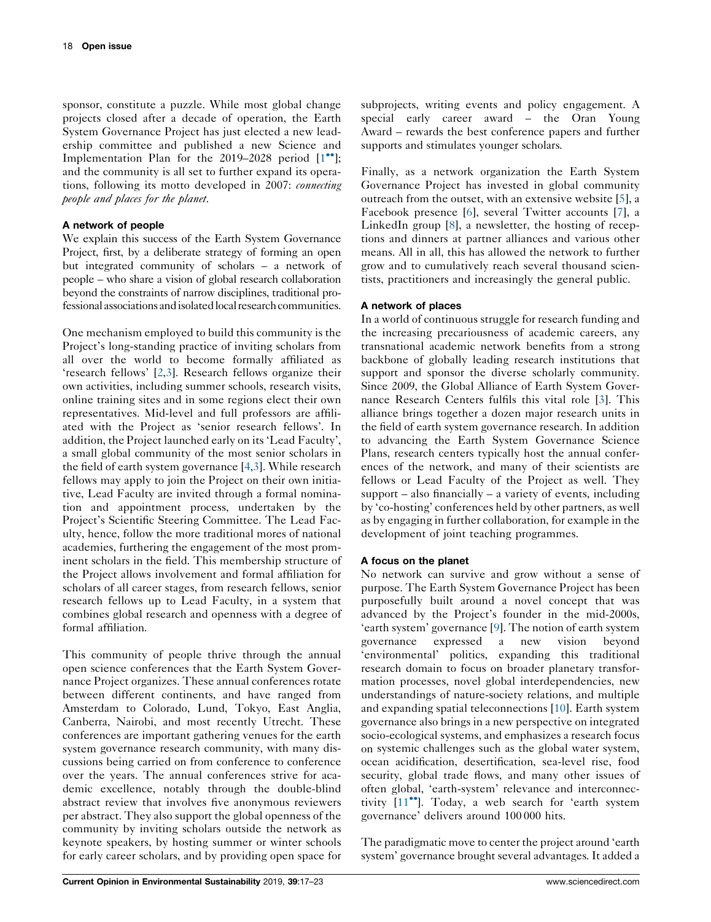sponsor, constitute a puzzle. While most global change projects closed after a decade of operation, the Earth System Governance Project has just elected a new leadership committee and published a new Science and Implementation Plan for the 2019–2028 period [1••]; and the community is all set to further expand its operations, following its motto developed in 2007: *connecting people and places for the planet*.

### A network of people

We explain this success of the Earth System Governance Project, first, by a deliberate strategy of forming an open but integrated community of scholars – a network of people – who share a vision of global research collaboration beyond the constraints of narrow disciplines, traditional professional associations and isolated local research communities.

One mechanism employed to build this community is the Project's long-standing practice of inviting scholars from all over the world to become formally affiliated as 'research fellows' [2,3]. Research fellows organize their own activities, including summer schools, research visits, online training sites and in some regions elect their own representatives. Mid-level and full professors are affiliated with the Project as 'senior research fellows'. In addition, the Project launched early on its 'Lead Faculty', a small global community of the most senior scholars in the field of earth system governance [4,3]. While research fellows may apply to join the Project on their own initiative, Lead Faculty are invited through a formal nomination and appointment process, undertaken by the Project's Scientific Steering Committee. The Lead Faculty, hence, follow the more traditional mores of national academies, furthering the engagement of the most prominent scholars in the field. This membership structure of the Project allows involvement and formal affiliation for scholars of all career stages, from research fellows, senior research fellows up to Lead Faculty, in a system that combines global research and openness with a degree of formal affiliation.

This community of people thrive through the annual open science conferences that the Earth System Governance Project organizes. These annual conferences rotate between different continents, and have ranged from Amsterdam to Colorado, Lund, Tokyo, East Anglia, Canberra, Nairobi, and most recently Utrecht. These conferences are important gathering venues for the earth system governance research community, with many discussions being carried on from conference to conference over the years. The annual conferences strive for academic excellence, notably through the double-blind abstract review that involves five anonymous reviewers per abstract. They also support the global openness of the community by inviting scholars outside the network as keynote speakers, by hosting summer or winter schools for early career scholars, and by providing open space for subprojects, writing events and policy engagement. A special early career award – the Oran Young Award – rewards the best conference papers and further supports and stimulates younger scholars.

Finally, as a network organization the Earth System Governance Project has invested in global community outreach from the outset, with an extensive website [5], a Facebook presence [6], several Twitter accounts [7], a LinkedIn group [8], a newsletter, the hosting of receptions and dinners at partner alliances and various other means. All in all, this has allowed the network to further grow and to cumulatively reach several thousand scientists, practitioners and increasingly the general public.

### A network of places

In a world of continuous struggle for research funding and the increasing precariousness of academic careers, any transnational academic network benefits from a strong backbone of globally leading research institutions that support and sponsor the diverse scholarly community. Since 2009, the Global Alliance of Earth System Governance Research Centers fulfils this vital role [3]. This alliance brings together a dozen major research units in the field of earth system governance research. In addition to advancing the Earth System Governance Science Plans, research centers typically host the annual conferences of the network, and many of their scientists are fellows or Lead Faculty of the Project as well. They support – also financially – a variety of events, including by 'co-hosting' conferences held by other partners, as well as by engaging in further collaboration, for example in the development of joint teaching programmes.

### A focus on the planet

No network can survive and grow without a sense of purpose. The Earth System Governance Project has been purposefully built around a novel concept that was advanced by the Project's founder in the mid-2000s, 'earth system' governance [9]. The notion of earth system governance expressed a new vision beyond 'environmental' politics, expanding this traditional research domain to focus on broader planetary transformation processes, novel global interdependencies, new understandings of nature-society relations, and multiple and expanding spatial teleconnections [10]. Earth system governance also brings in a new perspective on integrated socio-ecological systems, and emphasizes a research focus on systemic challenges such as the global water system, ocean acidification, desertification, sea-level rise, food security, global trade flows, and many other issues of often global, 'earth-system' relevance and interconnectivity [11••]. Today, a web search for 'earth system governance' delivers around 100 000 hits.

The paradigmatic move to center the project around 'earth system' governance brought several advantages. It added a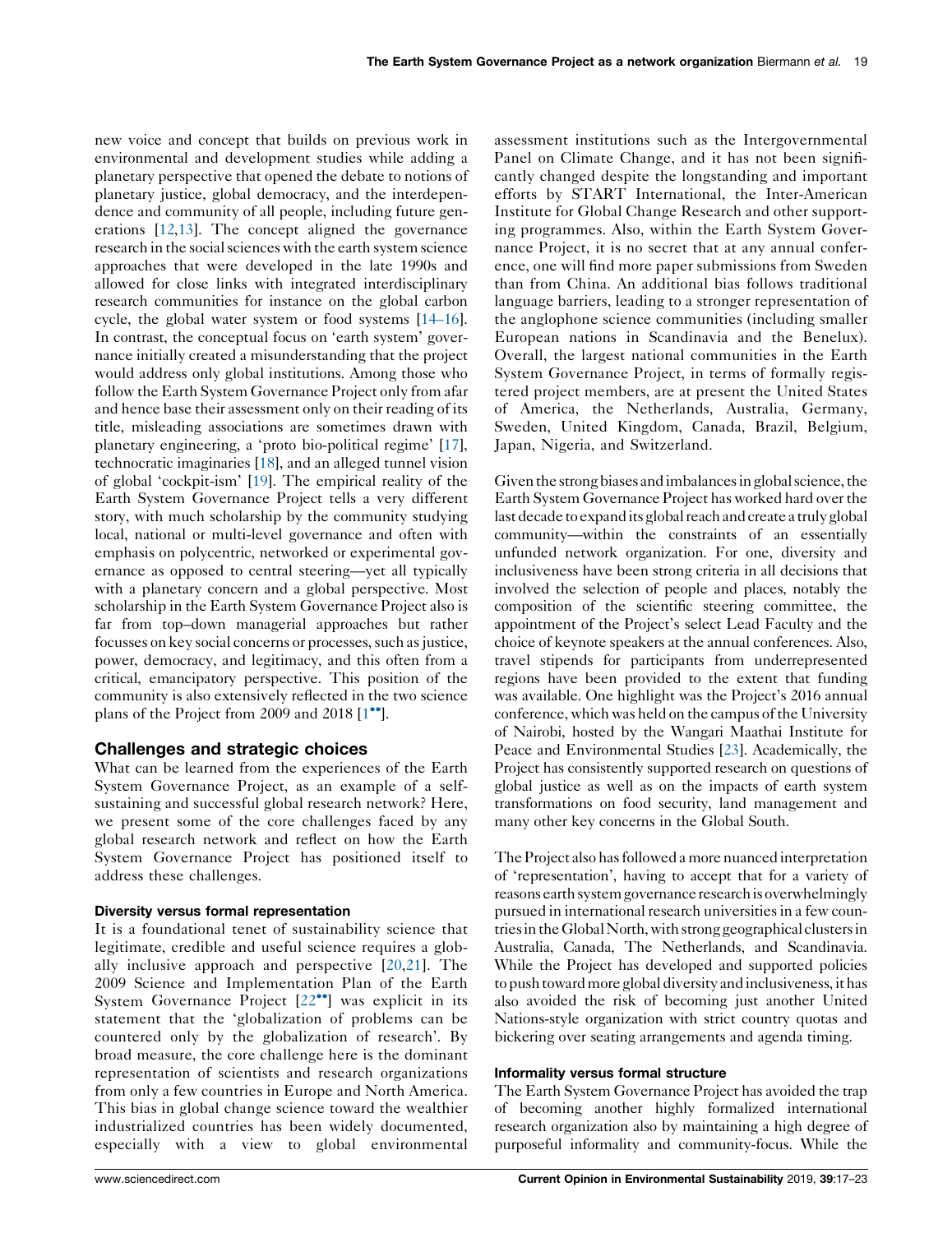new voice and concept that builds on previous work in environmental and development studies while adding a planetary perspective that opened the debate to notions of planetary justice, global democracy, and the interdependence and community of all people, including future generations [12,13]. The concept aligned the governance research in the social sciences with the earth system science approaches that were developed in the late 1990s and allowed for close links with integrated interdisciplinary research communities for instance on the global carbon cycle, the global water system or food systems [14–16]. In contrast, the conceptual focus on 'earth system' governance initially created a misunderstanding that the project would address only global institutions. Among those who follow the Earth System Governance Project only from afar and hence base their assessment only on their reading of its title, misleading associations are sometimes drawn with planetary engineering, a 'proto bio-political regime' [17], technocratic imaginaries [18], and an alleged tunnel vision of global 'cockpit-ism' [19]. The empirical reality of the Earth System Governance Project tells a very different story, with much scholarship by the community studying local, national or multi-level governance and often with emphasis on polycentric, networked or experimental governance as opposed to central steering—yet all typically with a planetary concern and a global perspective. Most scholarship in the Earth System Governance Project also is far from top–down managerial approaches but rather focusses on key social concerns or processes, such as justice, power, democracy, and legitimacy, and this often from a critical, emancipatory perspective. This position of the community is also extensively reflected in the two science plans of the Project from 2009 and 2018 [1••].

## Challenges and strategic choices

What can be learned from the experiences of the Earth System Governance Project, as an example of a self-sustaining and successful global research network? Here, we present some of the core challenges faced by any global research network and reflect on how the Earth System Governance Project has positioned itself to address these challenges.

### Diversity versus formal representation

It is a foundational tenet of sustainability science that legitimate, credible and useful science requires a globally inclusive approach and perspective [20,21]. The 2009 Science and Implementation Plan of the Earth System Governance Project [22••] was explicit in its statement that the 'globalization of problems can be countered only by the globalization of research'. By broad measure, the core challenge here is the dominant representation of scientists and research organizations from only a few countries in Europe and North America. This bias in global change science toward the wealthier industrialized countries has been widely documented, especially with a view to global environmental assessment institutions such as the Intergovernmental Panel on Climate Change, and it has not been significantly changed despite the longstanding and important efforts by START International, the Inter-American Institute for Global Change Research and other supporting programmes. Also, within the Earth System Governance Project, it is no secret that at any annual conference, one will find more paper submissions from Sweden than from China. An additional bias follows traditional language barriers, leading to a stronger representation of the anglophone science communities (including smaller European nations in Scandinavia and the Benelux). Overall, the largest national communities in the Earth System Governance Project, in terms of formally registered project members, are at present the United States of America, the Netherlands, Australia, Germany, Sweden, United Kingdom, Canada, Brazil, Belgium, Japan, Nigeria, and Switzerland.

Given the strong biases and imbalances in global science, the Earth System Governance Project has worked hard over the last decade to expand its global reach and create a truly global community—within the constraints of an essentially unfunded network organization. For one, diversity and inclusiveness have been strong criteria in all decisions that involved the selection of people and places, notably the composition of the scientific steering committee, the appointment of the Project's select Lead Faculty and the choice of keynote speakers at the annual conferences. Also, travel stipends for participants from underrepresented regions have been provided to the extent that funding was available. One highlight was the Project's 2016 annual conference, which was held on the campus of the University of Nairobi, hosted by the Wangari Maathai Institute for Peace and Environmental Studies [23]. Academically, the Project has consistently supported research on questions of global justice as well as on the impacts of earth system transformations on food security, land management and many other key concerns in the Global South.

The Project also has followed a more nuanced interpretation of 'representation', having to accept that for a variety of reasons earth system governance research is overwhelmingly pursued in international research universities in a few countries in the Global North, with strong geographical clusters in Australia, Canada, The Netherlands, and Scandinavia. While the Project has developed and supported policies to push toward more global diversity and inclusiveness, it has also avoided the risk of becoming just another United Nations-style organization with strict country quotas and bickering over seating arrangements and agenda timing.

### Informality versus formal structure

The Earth System Governance Project has avoided the trap of becoming another highly formalized international research organization also by maintaining a high degree of purposeful informality and community-focus. While the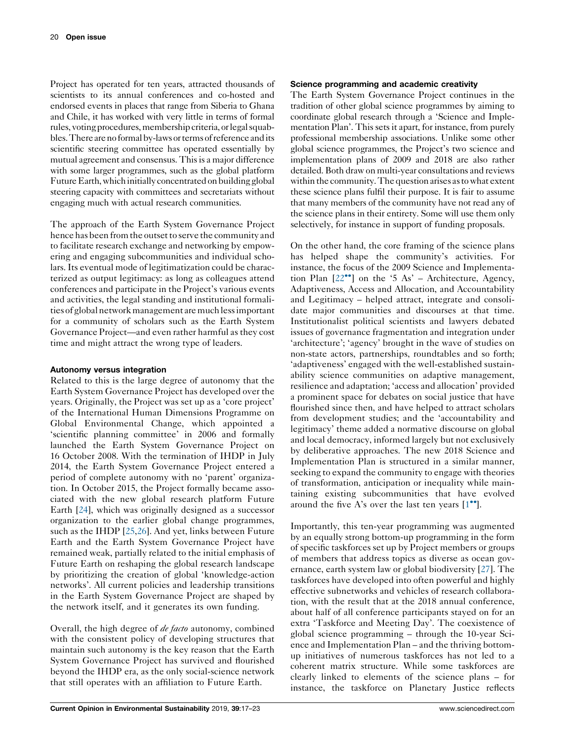Project has operated for ten years, attracted thousands of scientists to its annual conferences and co-hosted and endorsed events in places that range from Siberia to Ghana and Chile, it has worked with very little in terms of formal rules, voting procedures, membership criteria, or legal squabbles. There are no formal by-laws or terms of reference and its scientific steering committee has operated essentially by mutual agreement and consensus. This is a major difference with some larger programmes, such as the global platform Future Earth, which initially concentrated on building global steering capacity with committees and secretariats without engaging much with actual research communities.

The approach of the Earth System Governance Project hence has been from the outset to serve the community and to facilitate research exchange and networking by empowering and engaging subcommunities and individual scholars. Its eventual mode of legitimatization could be characterized as output legitimacy: as long as colleagues attend conferences and participate in the Project's various events and activities, the legal standing and institutional formalities of global network management are much less important for a community of scholars such as the Earth System Governance Project—and even rather harmful as they cost time and might attract the wrong type of leaders.

### Autonomy versus integration

Related to this is the large degree of autonomy that the Earth System Governance Project has developed over the years. Originally, the Project was set up as a 'core project' of the International Human Dimensions Programme on Global Environmental Change, which appointed a 'scientific planning committee' in 2006 and formally launched the Earth System Governance Project on 16 October 2008. With the termination of IHDP in July 2014, the Earth System Governance Project entered a period of complete autonomy with no 'parent' organization. In October 2015, the Project formally became associated with the new global research platform Future Earth [24], which was originally designed as a successor organization to the earlier global change programmes, such as the IHDP [25,26]. And yet, links between Future Earth and the Earth System Governance Project have remained weak, partially related to the initial emphasis of Future Earth on reshaping the global research landscape by prioritizing the creation of global 'knowledge-action networks'. All current policies and leadership transitions in the Earth System Governance Project are shaped by the network itself, and it generates its own funding.

Overall, the high degree of *de facto* autonomy, combined with the consistent policy of developing structures that maintain such autonomy is the key reason that the Earth System Governance Project has survived and flourished beyond the IHDP era, as the only social-science network that still operates with an affiliation to Future Earth.

### Science programming and academic creativity

The Earth System Governance Project continues in the tradition of other global science programmes by aiming to coordinate global research through a 'Science and Implementation Plan'. This sets it apart, for instance, from purely professional membership associations. Unlike some other global science programmes, the Project's two science and implementation plans of 2009 and 2018 are also rather detailed. Both draw on multi-year consultations and reviews within the community. The question arises as to what extent these science plans fulfil their purpose. It is fair to assume that many members of the community have not read any of the science plans in their entirety. Some will use them only selectively, for instance in support of funding proposals.

On the other hand, the core framing of the science plans has helped shape the community's activities. For instance, the focus of the 2009 Science and Implementation Plan [22••] on the '5 As' – Architecture, Agency, Adaptiveness, Access and Allocation, and Accountability and Legitimacy – helped attract, integrate and consolidate major communities and discourses at that time. Institutionalist political scientists and lawyers debated issues of governance fragmentation and integration under 'architecture'; 'agency' brought in the wave of studies on non-state actors, partnerships, roundtables and so forth; 'adaptiveness' engaged with the well-established sustainability science communities on adaptive management, resilience and adaptation; 'access and allocation' provided a prominent space for debates on social justice that have flourished since then, and have helped to attract scholars from development studies; and the 'accountability and legitimacy' theme added a normative discourse on global and local democracy, informed largely but not exclusively by deliberative approaches. The new 2018 Science and Implementation Plan is structured in a similar manner, seeking to expand the community to engage with theories of transformation, anticipation or inequality while maintaining existing subcommunities that have evolved around the five A's over the last ten years [1••].

Importantly, this ten-year programming was augmented by an equally strong bottom-up programming in the form of specific taskforces set up by Project members or groups of members that address topics as diverse as ocean governance, earth system law or global biodiversity [27]. The taskforces have developed into often powerful and highly effective subnetworks and vehicles of research collaboration, with the result that at the 2018 annual conference, about half of all conference participants stayed on for an extra 'Taskforce and Meeting Day'. The coexistence of global science programming – through the 10-year Science and Implementation Plan – and the thriving bottom-up initiatives of numerous taskforces has not led to a coherent matrix structure. While some taskforces are clearly linked to elements of the science plans – for instance, the taskforce on Planetary Justice reflects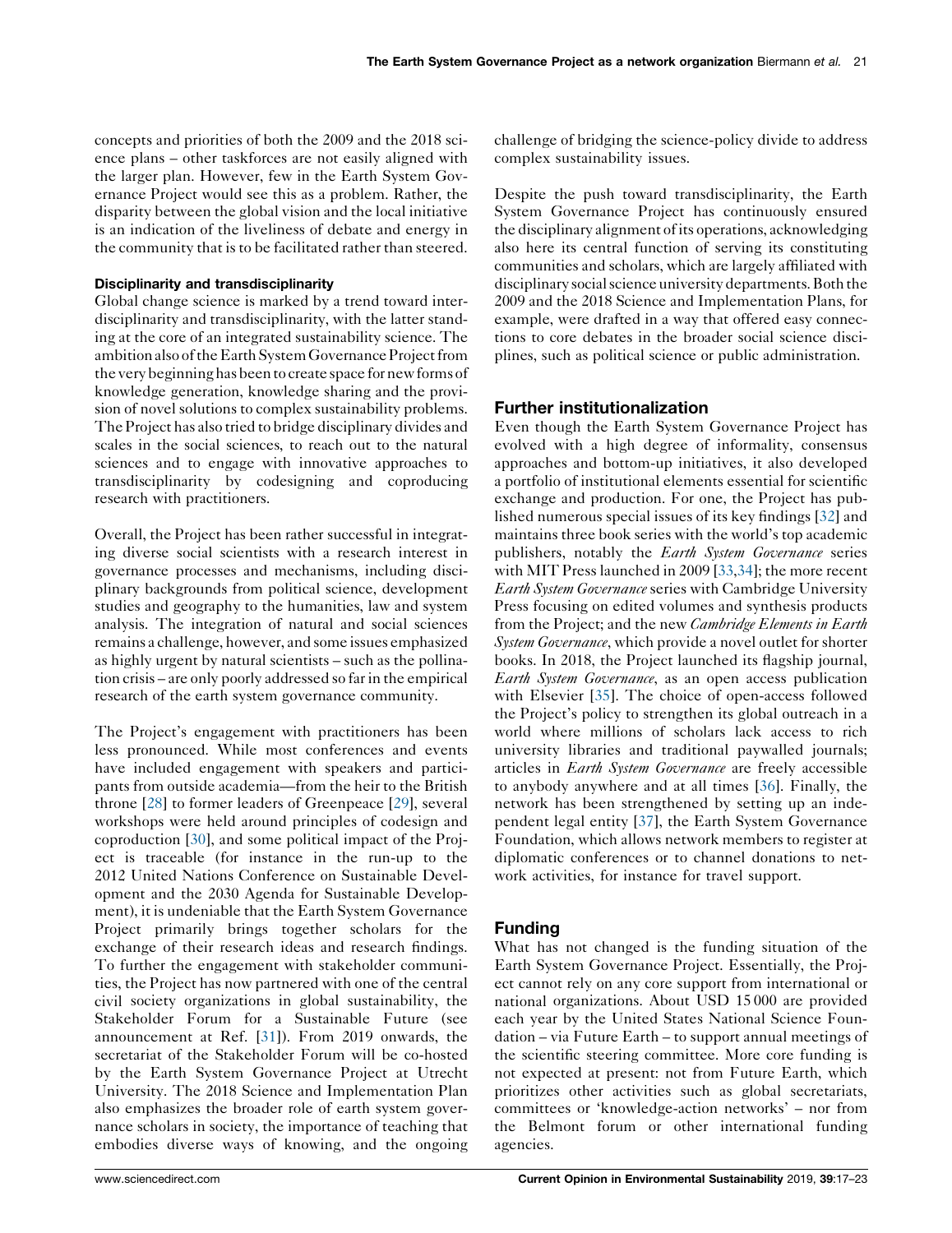concepts and priorities of both the 2009 and the 2018 science plans – other taskforces are not easily aligned with the larger plan. However, few in the Earth System Governance Project would see this as a problem. Rather, the disparity between the global vision and the local initiative is an indication of the liveliness of debate and energy in the community that is to be facilitated rather than steered.

### Disciplinarity and transdisciplinarity

Global change science is marked by a trend toward interdisciplinarity and transdisciplinarity, with the latter standing at the core of an integrated sustainability science. The ambition also of the Earth System Governance Project from the very beginning has been to create space for new forms of knowledge generation, knowledge sharing and the provision of novel solutions to complex sustainability problems. The Project has also tried to bridge disciplinary divides and scales in the social sciences, to reach out to the natural sciences and to engage with innovative approaches to transdisciplinarity by codesigning and coproducing research with practitioners.

Overall, the Project has been rather successful in integrating diverse social scientists with a research interest in governance processes and mechanisms, including disciplinary backgrounds from political science, development studies and geography to the humanities, law and system analysis. The integration of natural and social sciences remains a challenge, however, and some issues emphasized as highly urgent by natural scientists – such as the pollination crisis – are only poorly addressed so far in the empirical research of the earth system governance community.

The Project's engagement with practitioners has been less pronounced. While most conferences and events have included engagement with speakers and participants from outside academia—from the heir to the British throne [28] to former leaders of Greenpeace [29], several workshops were held around principles of codesign and coproduction [30], and some political impact of the Project is traceable (for instance in the run-up to the 2012 United Nations Conference on Sustainable Development and the 2030 Agenda for Sustainable Development), it is undeniable that the Earth System Governance Project primarily brings together scholars for the exchange of their research ideas and research findings. To further the engagement with stakeholder communities, the Project has now partnered with one of the central civil society organizations in global sustainability, the Stakeholder Forum for a Sustainable Future (see announcement at Ref. [31]). From 2019 onwards, the secretariat of the Stakeholder Forum will be co-hosted by the Earth System Governance Project at Utrecht University. The 2018 Science and Implementation Plan also emphasizes the broader role of earth system governance scholars in society, the importance of teaching that embodies diverse ways of knowing, and the ongoing challenge of bridging the science-policy divide to address complex sustainability issues.

Despite the push toward transdisciplinarity, the Earth System Governance Project has continuously ensured the disciplinary alignment of its operations, acknowledging also here its central function of serving its constituting communities and scholars, which are largely affiliated with disciplinary social science university departments. Both the 2009 and the 2018 Science and Implementation Plans, for example, were drafted in a way that offered easy connections to core debates in the broader social science disciplines, such as political science or public administration.

## Further institutionalization

Even though the Earth System Governance Project has evolved with a high degree of informality, consensus approaches and bottom-up initiatives, it also developed a portfolio of institutional elements essential for scientific exchange and production. For one, the Project has published numerous special issues of its key findings [32] and maintains three book series with the world's top academic publishers, notably the *Earth System Governance* series with MIT Press launched in 2009 [33,34]; the more recent *Earth System Governance* series with Cambridge University Press focusing on edited volumes and synthesis products from the Project; and the new *Cambridge Elements in Earth System Governance*, which provide a novel outlet for shorter books. In 2018, the Project launched its flagship journal, *Earth System Governance*, as an open access publication with Elsevier [35]. The choice of open-access followed the Project's policy to strengthen its global outreach in a world where millions of scholars lack access to rich university libraries and traditional paywalled journals; articles in *Earth System Governance* are freely accessible to anybody anywhere and at all times [36]. Finally, the network has been strengthened by setting up an independent legal entity [37], the Earth System Governance Foundation, which allows network members to register at diplomatic conferences or to channel donations to network activities, for instance for travel support.

## Funding

What has not changed is the funding situation of the Earth System Governance Project. Essentially, the Project cannot rely on any core support from international or national organizations. About USD 15 000 are provided each year by the United States National Science Foundation – via Future Earth – to support annual meetings of the scientific steering committee. More core funding is not expected at present: not from Future Earth, which prioritizes other activities such as global secretariats, committees or 'knowledge-action networks' – nor from the Belmont forum or other international funding agencies.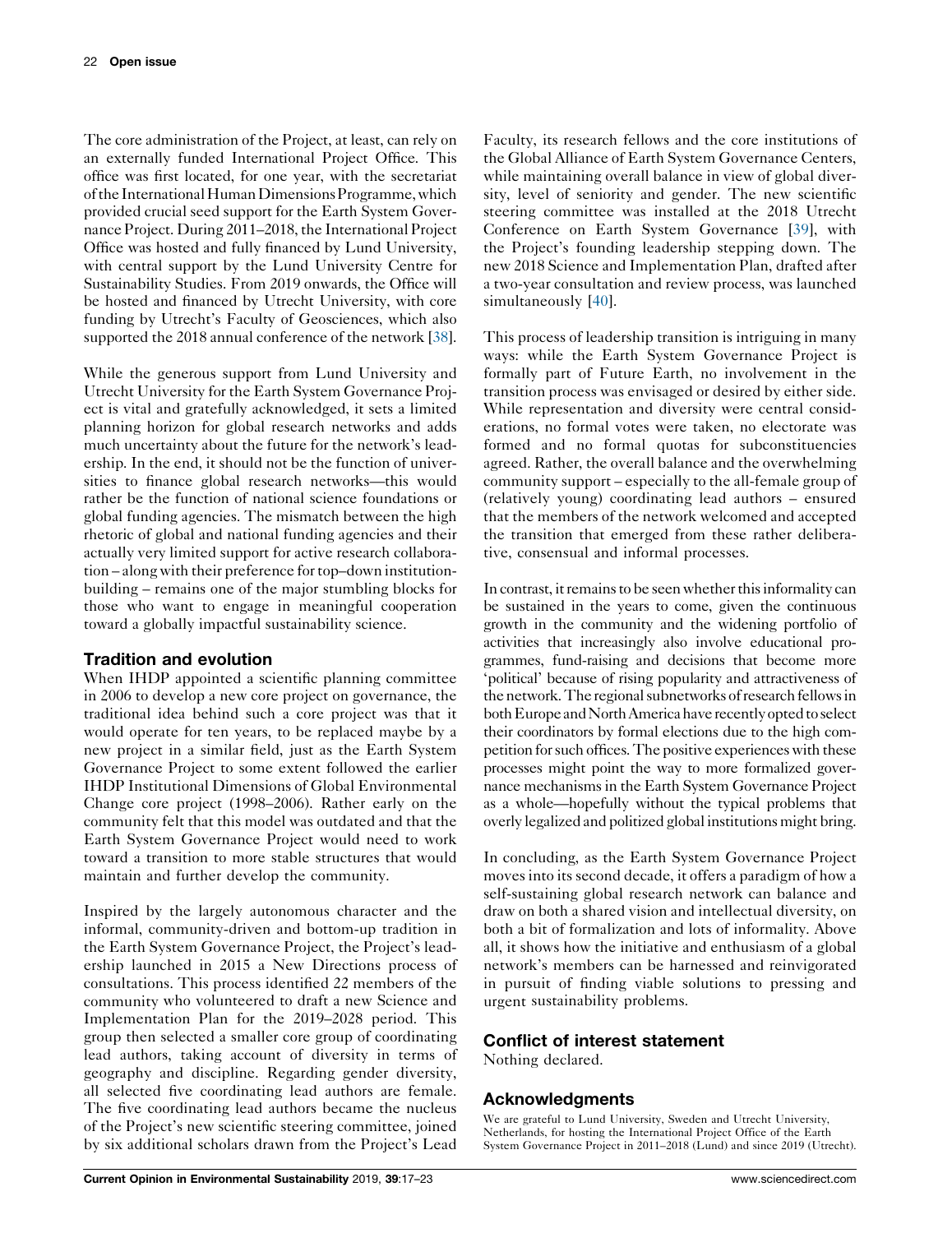The core administration of the Project, at least, can rely on an externally funded International Project Office. This office was first located, for one year, with the secretariat of the International Human Dimensions Programme, which provided crucial seed support for the Earth System Governance Project. During 2011–2018, the International Project Office was hosted and fully financed by Lund University, with central support by the Lund University Centre for Sustainability Studies. From 2019 onwards, the Office will be hosted and financed by Utrecht University, with core funding by Utrecht's Faculty of Geosciences, which also supported the 2018 annual conference of the network [38].

While the generous support from Lund University and Utrecht University for the Earth System Governance Project is vital and gratefully acknowledged, it sets a limited planning horizon for global research networks and adds much uncertainty about the future for the network's leadership. In the end, it should not be the function of universities to finance global research networks—this would rather be the function of national science foundations or global funding agencies. The mismatch between the high rhetoric of global and national funding agencies and their actually very limited support for active research collaboration – along with their preference for top–down institution-building – remains one of the major stumbling blocks for those who want to engage in meaningful cooperation toward a globally impactful sustainability science.

## Tradition and evolution

When IHDP appointed a scientific planning committee in 2006 to develop a new core project on governance, the traditional idea behind such a core project was that it would operate for ten years, to be replaced maybe by a new project in a similar field, just as the Earth System Governance Project to some extent followed the earlier IHDP Institutional Dimensions of Global Environmental Change core project (1998–2006). Rather early on the community felt that this model was outdated and that the Earth System Governance Project would need to work toward a transition to more stable structures that would maintain and further develop the community.

Inspired by the largely autonomous character and the informal, community-driven and bottom-up tradition in the Earth System Governance Project, the Project's leadership launched in 2015 a New Directions process of consultations. This process identified 22 members of the community who volunteered to draft a new Science and Implementation Plan for the 2019–2028 period. This group then selected a smaller core group of coordinating lead authors, taking account of diversity in terms of geography and discipline. Regarding gender diversity, all selected five coordinating lead authors are female. The five coordinating lead authors became the nucleus of the Project's new scientific steering committee, joined by six additional scholars drawn from the Project's Lead Faculty, its research fellows and the core institutions of the Global Alliance of Earth System Governance Centers, while maintaining overall balance in view of global diversity, level of seniority and gender. The new scientific steering committee was installed at the 2018 Utrecht Conference on Earth System Governance [39], with the Project's founding leadership stepping down. The new 2018 Science and Implementation Plan, drafted after a two-year consultation and review process, was launched simultaneously [40].

This process of leadership transition is intriguing in many ways: while the Earth System Governance Project is formally part of Future Earth, no involvement in the transition process was envisaged or desired by either side. While representation and diversity were central considerations, no formal votes were taken, no electorate was formed and no formal quotas for subconstituencies agreed. Rather, the overall balance and the overwhelming community support – especially to the all-female group of (relatively young) coordinating lead authors – ensured that the members of the network welcomed and accepted the transition that emerged from these rather deliberative, consensual and informal processes.

In contrast, it remains to be seen whether this informality can be sustained in the years to come, given the continuous growth in the community and the widening portfolio of activities that increasingly also involve educational programmes, fund-raising and decisions that become more 'political' because of rising popularity and attractiveness of the network. The regional subnetworks of research fellows in both Europe and North America have recently opted to select their coordinators by formal elections due to the high competition for such offices. The positive experiences with these processes might point the way to more formalized governance mechanisms in the Earth System Governance Project as a whole—hopefully without the typical problems that overly legalized and politized global institutions might bring.

In concluding, as the Earth System Governance Project moves into its second decade, it offers a paradigm of how a self-sustaining global research network can balance and draw on both a shared vision and intellectual diversity, on both a bit of formalization and lots of informality. Above all, it shows how the initiative and enthusiasm of a global network's members can be harnessed and reinvigorated in pursuit of finding viable solutions to pressing and urgent sustainability problems.

## Conflict of interest statement

Nothing declared.

## Acknowledgments

We are grateful to Lund University, Sweden and Utrecht University, Netherlands, for hosting the International Project Office of the Earth System Governance Project in 2011–2018 (Lund) and since 2019 (Utrecht).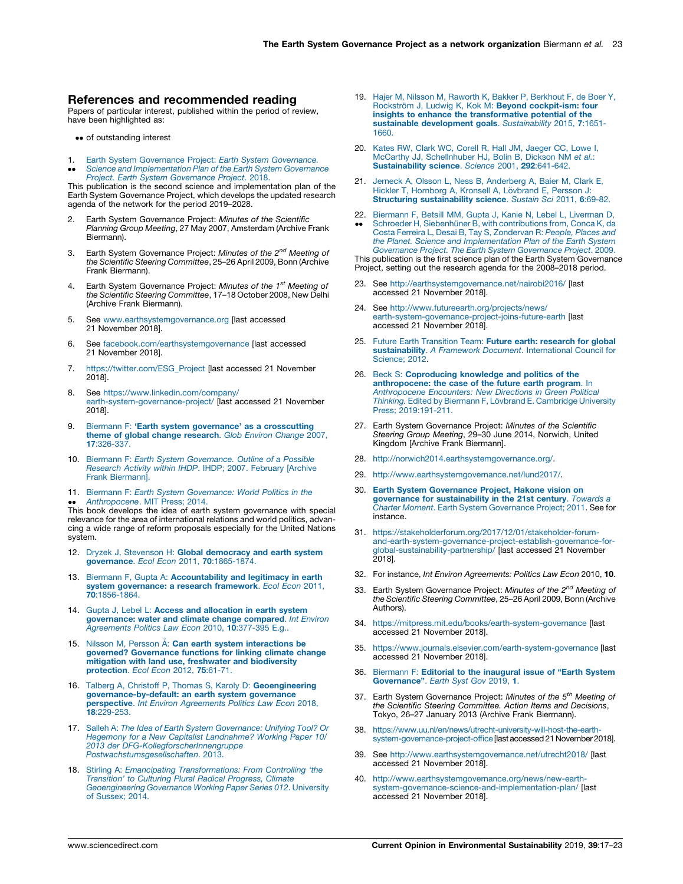## References and recommended reading

Papers of particular interest, published within the period of review, have been highlighted as:

•• of outstanding interest

1. •• Earth System Governance Project: *Earth System Governance. Science and Implementation Plan of the Earth System Governance Project. Earth System Governance Project*. 2018.
This publication is the second science and implementation plan of the Earth System Governance Project, which develops the updated research agenda of the network for the period 2019–2028.

2. Earth System Governance Project: *Minutes of the Scientific Planning Group Meeting*, 27 May 2007, Amsterdam (Archive Frank Biermann).

3. Earth System Governance Project: *Minutes of the 2nd Meeting of the Scientific Steering Committee*, 25–26 April 2009, Bonn (Archive Frank Biermann).

4. Earth System Governance Project: *Minutes of the 1st Meeting of the Scientific Steering Committee*, 17–18 October 2008, New Delhi (Archive Frank Biermann).

5. See www.earthsystemgovernance.org [last accessed 21 November 2018].

6. See facebook.com/earthsystemgovernance [last accessed 21 November 2018].

7. https://twitter.com/ESG_Project [last accessed 21 November 2018].

8. See https://www.linkedin.com/company/earth-system-governance-project/ [last accessed 21 November 2018].

9. Biermann F: **'Earth system governance' as a crosscutting theme of global change research**. *Glob Environ Change* 2007, **17**:326-337.

10. Biermann F: *Earth System Governance. Outline of a Possible Research Activity within IHDP*. IHDP; 2007. February [Archive Frank Biermann].

11. •• Biermann F: *Earth System Governance: World Politics in the Anthropocene*. MIT Press; 2014.
This book develops the idea of earth system governance with special relevance for the area of international relations and world politics, advancing a wide range of reform proposals especially for the United Nations system.

12. Dryzek J, Stevenson H: **Global democracy and earth system governance**. *Ecol Econ* 2011, **70**:1865-1874.

13. Biermann F, Gupta A: **Accountability and legitimacy in earth system governance: a research framework**. *Ecol Econ* 2011, **70**:1856-1864.

14. Gupta J, Lebel L: **Access and allocation in earth system governance: water and climate change compared**. *Int Environ Agreements Politics Law Econ* 2010, **10**:377-395 E.g..

15. Nilsson M, Persson Å: **Can earth system interactions be governed? Governance functions for linking climate change mitigation with land use, freshwater and biodiversity protection**. *Ecol Econ* 2012, **75**:61-71.

16. Talberg A, Christoff P, Thomas S, Karoly D: **Geoengineering governance-by-default: an earth system governance perspective**. *Int Environ Agreements Politics Law Econ* 2018, **18**:229-253.

17. Salleh A: *The Idea of Earth System Governance: Unifying Tool? Or Hegemony for a New Capitalist Landnahme? Working Paper 10/2013 der DFG-KollegforscherInnengruppe Postwachstumsgesellschaften*. 2013.

18. Stirling A: *Emancipating Transformations: From Controlling 'the Transition' to Culturing Plural Radical Progress, Climate Geoengineering Governance Working Paper Series 012*. University of Sussex; 2014.

19. Hajer M, Nilsson M, Raworth K, Bakker P, Berkhout F, de Boer Y, Rockström J, Ludwig K, Kok M: **Beyond cockpit-ism: four insights to enhance the transformative potential of the sustainable development goals**. *Sustainability* 2015, **7**:1651-1660.

20. Kates RW, Clark WC, Corell R, Hall JM, Jaeger CC, Lowe I, McCarthy JJ, Schellnhuber HJ, Bolin B, Dickson NM *et al.*: **Sustainability science**. *Science* 2001, **292**:641-642.

21. Jerneck A, Olsson L, Ness B, Anderberg A, Baier M, Clark E, Hickler T, Hornborg A, Kronsell A, Lövbrand E, Persson J: **Structuring sustainability science**. *Sustain Sci* 2011, **6**:69-82.

22. •• Biermann F, Betsill MM, Gupta J, Kanie N, Lebel L, Liverman D, Schroeder H, Siebenhüner B, with contributions from, Conca K, da Costa Ferreira L, Desai B, Tay S, Zondervan R: *People, Places and the Planet. Science and Implementation Plan of the Earth System Governance Project. The Earth System Governance Project*. 2009.
This publication is the first science plan of the Earth System Governance Project, setting out the research agenda for the 2008–2018 period.

23. See http://earthsystemgovernance.net/nairobi2016/ [last accessed 21 November 2018].

24. See http://www.futureearth.org/projects/news/earth-system-governance-project-joins-future-earth [last accessed 21 November 2018].

25. Future Earth Transition Team: **Future earth: research for global sustainability**. *A Framework Document*. International Council for Science; 2012.

26. Beck S: **Coproducing knowledge and politics of the anthropocene: the case of the future earth program**. In *Anthropocene Encounters: New Directions in Green Political Thinking*. Edited by Biermann F, Lövbrand E. Cambridge University Press; 2019:191-211.

27. Earth System Governance Project: *Minutes of the Scientific Steering Group Meeting*, 29–30 June 2014, Norwich, United Kingdom [Archive Frank Biermann].

28. http://norwich2014.earthsystemgovernance.org/.

29. http://www.earthsystemgovernance.net/lund2017/.

30. **Earth System Governance Project, Hakone vision on governance for sustainability in the 21st century**. *Towards a Charter Moment*. Earth System Governance Project; 2011. See for instance.

31. https://stakeholderforum.org/2017/12/01/stakeholder-forum-and-earth-system-governance-project-establish-governance-for-global-sustainability-partnership/ [last accessed 21 November 2018].

32. For instance, *Int Environ Agreements: Politics Law Econ* 2010, **10**.

33. Earth System Governance Project: *Minutes of the 2nd Meeting of the Scientific Steering Committee*, 25–26 April 2009, Bonn (Archive Authors).

34. https://mitpress.mit.edu/books/earth-system-governance [last accessed 21 November 2018].

35. https://www.journals.elsevier.com/earth-system-governance [last accessed 21 November 2018].

36. Biermann F: **Editorial to the inaugural issue of "Earth System Governance"**. *Earth Syst Gov* 2019, **1**.

37. Earth System Governance Project: *Minutes of the 5th Meeting of the Scientific Steering Committee. Action Items and Decisions*, Tokyo, 26–27 January 2013 (Archive Frank Biermann).

38. https://www.uu.nl/en/news/utrecht-university-will-host-the-earth-system-governance-project-office [last accessed 21 November 2018].

39. See http://www.earthsystemgovernance.net/utrecht2018/ [last accessed 21 November 2018].

40. http://www.earthsystemgovernance.org/news/new-earth-system-governance-science-and-implementation-plan/ [last accessed 21 November 2018].